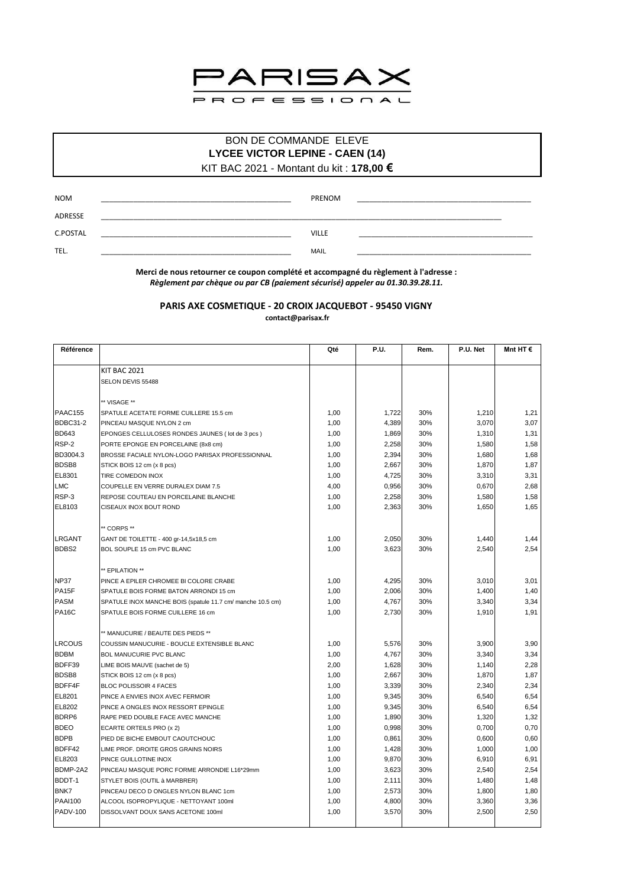# PARISAX PROFESSIONAL

**BON DE COMMANDE ELEVE**

**LYCEE VICTOR LEPINE - CAEN (14)**

KIT BAC 2021 - Montant du kit : **178,00 €**

NOM _______________ PRENOM _______________

ADRESSE _______________

C.POSTAL _______________ VILLE _______________

TEL. _______________ MAIL _______________

**Merci de nous retourner ce coupon complété et accompagné du règlement à l'adresse :**
***Règlement par chèque ou par CB (paiement sécurisé) appeler au 01.30.39.28.11.***

**PARIS AXE COSMETIQUE - 20 CROIX JACQUEBOT - 95450 VIGNY**
**contact@parisax.fr**

| Référence | | Qté | P.U. | Rem. | P.U. Net | Mnt HT € |
|---|---|---|---|---|---|---|
| | KIT BAC 2021 | | | | | |
| | SELON DEVIS 55488 | | | | | |
| | ** VISAGE ** | | | | | |
| PAAC155 | SPATULE ACETATE FORME CUILLERE 15.5 cm | 1,00 | 1,722 | 30% | 1,210 | 1,21 |
| BDBC31-2 | PINCEAU MASQUE NYLON 2 cm | 1,00 | 4,389 | 30% | 3,070 | 3,07 |
| BD643 | EPONGES CELLULOSES RONDES JAUNES ( lot de 3 pcs ) | 1,00 | 1,869 | 30% | 1,310 | 1,31 |
| RSP-2 | PORTE EPONGE EN PORCELAINE (8x8 cm) | 1,00 | 2,258 | 30% | 1,580 | 1,58 |
| BD3004.3 | BROSSE FACIALE NYLON-LOGO PARISAX PROFESSIONNAL | 1,00 | 2,394 | 30% | 1,680 | 1,68 |
| BDSB8 | STICK BOIS 12 cm (x 8 pcs) | 1,00 | 2,667 | 30% | 1,870 | 1,87 |
| EL8301 | TIRE COMEDON INOX | 1,00 | 4,725 | 30% | 3,310 | 3,31 |
| LMC | COUPELLE EN VERRE DURALEX DIAM 7.5 | 4,00 | 0,956 | 30% | 0,670 | 2,68 |
| RSP-3 | REPOSE COUTEAU EN PORCELAINE BLANCHE | 1,00 | 2,258 | 30% | 1,580 | 1,58 |
| EL8103 | CISEAUX INOX BOUT ROND | 1,00 | 2,363 | 30% | 1,650 | 1,65 |
| | ** CORPS ** | | | | | |
| LRGANT | GANT DE TOILETTE - 400 gr-14,5x18,5 cm | 1,00 | 2,050 | 30% | 1,440 | 1,44 |
| BDBS2 | BOL SOUPLE 15 cm PVC BLANC | 1,00 | 3,623 | 30% | 2,540 | 2,54 |
| | ** EPILATION ** | | | | | |
| NP37 | PINCE A EPILER CHROMEE BI COLORE CRABE | 1,00 | 4,295 | 30% | 3,010 | 3,01 |
| PA15F | SPATULE BOIS FORME BATON ARRONDI 15 cm | 1,00 | 2,006 | 30% | 1,400 | 1,40 |
| PASM | SPATULE INOX MANCHE BOIS (spatule 11.7 cm/ manche 10.5 cm) | 1,00 | 4,767 | 30% | 3,340 | 3,34 |
| PA16C | SPATULE BOIS FORME CUILLERE 16 cm | 1,00 | 2,730 | 30% | 1,910 | 1,91 |
| | ** MANUCURIE / BEAUTE DES PIEDS ** | | | | | |
| LRCOUS | COUSSIN MANUCURIE - BOUCLE EXTENSIBLE BLANC | 1,00 | 5,576 | 30% | 3,900 | 3,90 |
| BDBM | BOL MANUCURIE PVC BLANC | 1,00 | 4,767 | 30% | 3,340 | 3,34 |
| BDFF39 | LIME BOIS MAUVE (sachet de 5) | 2,00 | 1,628 | 30% | 1,140 | 2,28 |
| BDSB8 | STICK BOIS 12 cm (x 8 pcs) | 1,00 | 2,667 | 30% | 1,870 | 1,87 |
| BDFF4F | BLOC POLISSOIR 4 FACES | 1,00 | 3,339 | 30% | 2,340 | 2,34 |
| EL8201 | PINCE A ENVIES INOX AVEC FERMOIR | 1,00 | 9,345 | 30% | 6,540 | 6,54 |
| EL8202 | PINCE A ONGLES INOX RESSORT EPINGLE | 1,00 | 9,345 | 30% | 6,540 | 6,54 |
| BDRP6 | RAPE PIED DOUBLE FACE AVEC MANCHE | 1,00 | 1,890 | 30% | 1,320 | 1,32 |
| BDEO | ECARTE ORTEILS PRO (x 2) | 1,00 | 0,998 | 30% | 0,700 | 0,70 |
| BDPB | PIED DE BICHE EMBOUT CAOUTCHOUC | 1,00 | 0,861 | 30% | 0,600 | 0,60 |
| BDFF42 | LIME PROF. DROITE GROS GRAINS NOIRS | 1,00 | 1,428 | 30% | 1,000 | 1,00 |
| EL8203 | PINCE GUILLOTINE INOX | 1,00 | 9,870 | 30% | 6,910 | 6,91 |
| BDMP-2A2 | PINCEAU MASQUE PORC FORME ARRONDIE L16*29mm | 1,00 | 3,623 | 30% | 2,540 | 2,54 |
| BDDT-1 | STYLET BOIS (OUTIL à MARBRER) | 1,00 | 2,111 | 30% | 1,480 | 1,48 |
| BNK7 | PINCEAU DECO D ONGLES NYLON BLANC 1cm | 1,00 | 2,573 | 30% | 1,800 | 1,80 |
| PAAI100 | ALCOOL ISOPROPYLIQUE - NETTOYANT 100ml | 1,00 | 4,800 | 30% | 3,360 | 3,36 |
| PADV-100 | DISSOLVANT DOUX SANS ACETONE 100ml | 1,00 | 3,570 | 30% | 2,500 | 2,50 |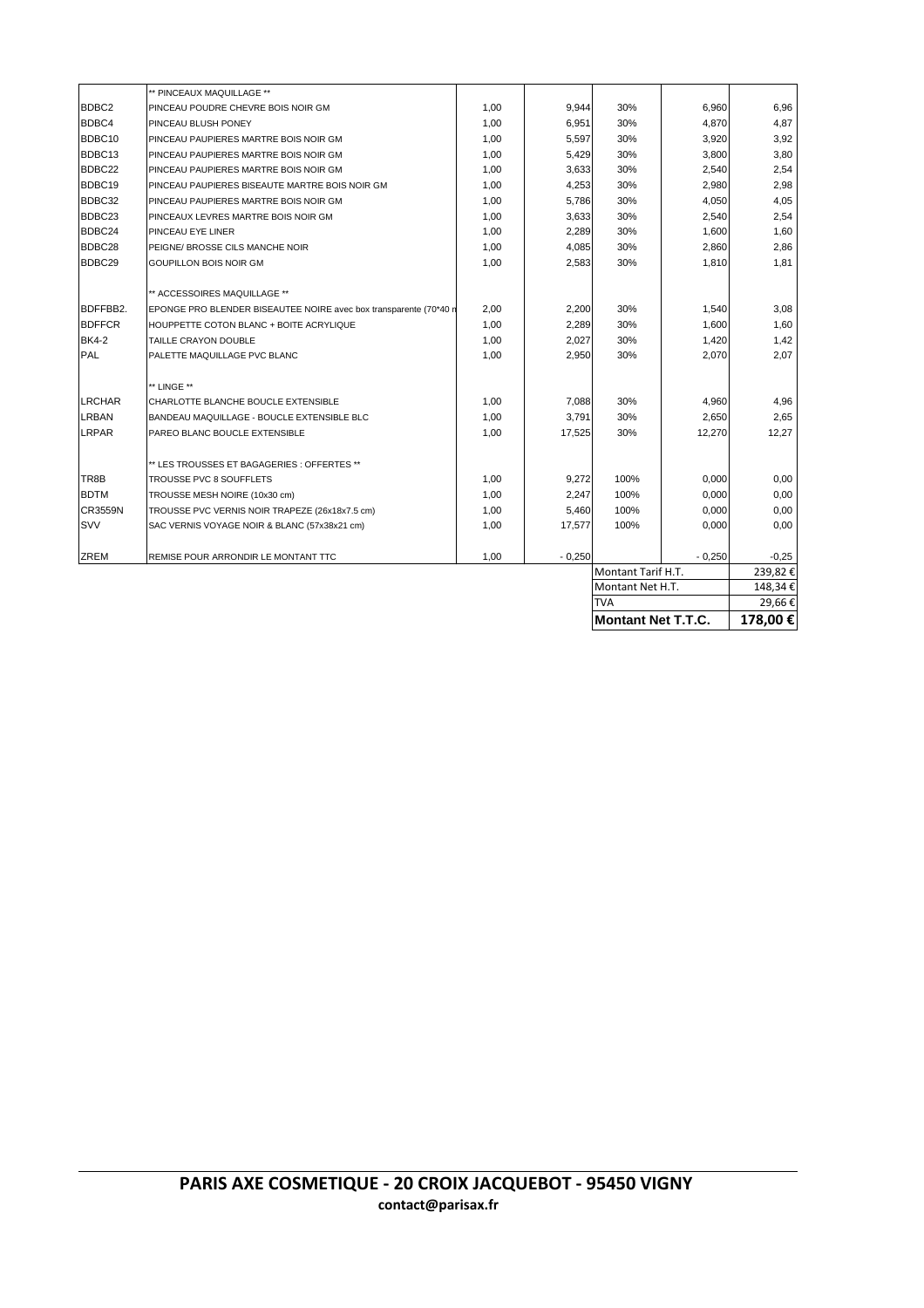| | | | | | | |
|---|---|---|---|---|---|---|
| | ** PINCEAUX MAQUILLAGE ** | | | | | |
| BDBC2 | PINCEAU POUDRE CHEVRE BOIS NOIR GM | 1,00 | 9,944 | 30% | 6,960 | 6,96 |
| BDBC4 | PINCEAU BLUSH PONEY | 1,00 | 6,951 | 30% | 4,870 | 4,87 |
| BDBC10 | PINCEAU PAUPIERES MARTRE BOIS NOIR GM | 1,00 | 5,597 | 30% | 3,920 | 3,92 |
| BDBC13 | PINCEAU PAUPIERES MARTRE BOIS NOIR GM | 1,00 | 5,429 | 30% | 3,800 | 3,80 |
| BDBC22 | PINCEAU PAUPIERES MARTRE BOIS NOIR GM | 1,00 | 3,633 | 30% | 2,540 | 2,54 |
| BDBC19 | PINCEAU PAUPIERES BISEAUTE MARTRE BOIS NOIR GM | 1,00 | 4,253 | 30% | 2,980 | 2,98 |
| BDBC32 | PINCEAU PAUPIERES MARTRE BOIS NOIR GM | 1,00 | 5,786 | 30% | 4,050 | 4,05 |
| BDBC23 | PINCEAUX LEVRES MARTRE BOIS NOIR GM | 1,00 | 3,633 | 30% | 2,540 | 2,54 |
| BDBC24 | PINCEAU EYE LINER | 1,00 | 2,289 | 30% | 1,600 | 1,60 |
| BDBC28 | PEIGNE/ BROSSE CILS MANCHE NOIR | 1,00 | 4,085 | 30% | 2,860 | 2,86 |
| BDBC29 | GOUPILLON BOIS NOIR GM | 1,00 | 2,583 | 30% | 1,810 | 1,81 |
| | | | | | | |
| | ** ACCESSOIRES MAQUILLAGE ** | | | | | |
| BDFFBB2. | EPONGE PRO BLENDER BISEAUTEE NOIRE avec box transparente (70*40 m | 2,00 | 2,200 | 30% | 1,540 | 3,08 |
| BDFFCR | HOUPPETTE COTON BLANC + BOITE ACRYLIQUE | 1,00 | 2,289 | 30% | 1,600 | 1,60 |
| BK4-2 | TAILLE CRAYON DOUBLE | 1,00 | 2,027 | 30% | 1,420 | 1,42 |
| PAL | PALETTE MAQUILLAGE PVC BLANC | 1,00 | 2,950 | 30% | 2,070 | 2,07 |
| | | | | | | |
| | ** LINGE ** | | | | | |
| LRCHAR | CHARLOTTE BLANCHE BOUCLE EXTENSIBLE | 1,00 | 7,088 | 30% | 4,960 | 4,96 |
| LRBAN | BANDEAU MAQUILLAGE - BOUCLE EXTENSIBLE BLC | 1,00 | 3,791 | 30% | 2,650 | 2,65 |
| LRPAR | PAREO BLANC BOUCLE EXTENSIBLE | 1,00 | 17,525 | 30% | 12,270 | 12,27 |
| | | | | | | |
| | ** LES TROUSSES ET BAGAGERIES : OFFERTES ** | | | | | |
| TR8B | TROUSSE PVC 8 SOUFFLETS | 1,00 | 9,272 | 100% | 0,000 | 0,00 |
| BDTM | TROUSSE MESH NOIRE (10x30 cm) | 1,00 | 2,247 | 100% | 0,000 | 0,00 |
| CR3559N | TROUSSE PVC VERNIS NOIR TRAPEZE (26x18x7.5 cm) | 1,00 | 5,460 | 100% | 0,000 | 0,00 |
| SVV | SAC VERNIS VOYAGE NOIR & BLANC (57x38x21 cm) | 1,00 | 17,577 | 100% | 0,000 | 0,00 |
| | | | | | | |
| ZREM | REMISE POUR ARRONDIR LE MONTANT TTC | 1,00 | - 0,250 | | - 0,250 | -0,25 |

| | |
|---|---|
| Montant Tarif H.T. | 239,82 € |
| Montant Net H.T. | 148,34 € |
| TVA | 29,66 € |
| **Montant Net T.T.C.** | **178,00 €** |

**PARIS AXE COSMETIQUE - 20 CROIX JACQUEBOT - 95450 VIGNY**

**contact@parisax.fr**